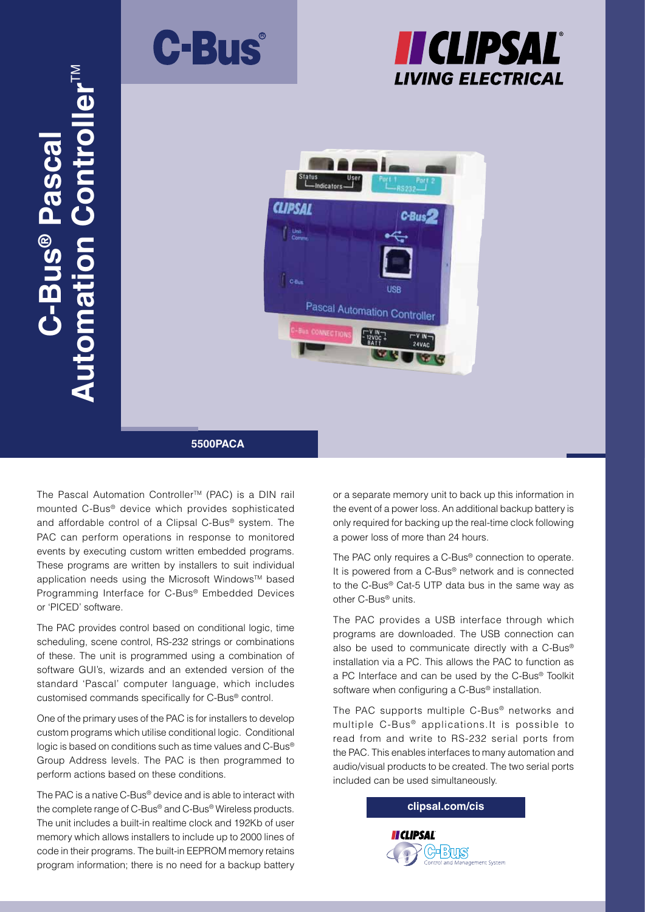# C-Bus® Pascal Automation Controller™

C-Bus®

CLIPSAL LIVING ELECTRICAL

**5500PACA**

The Pascal Automation Controller™ (PAC) is a DIN rail mounted C-Bus® device which provides sophisticated and affordable control of a Clipsal C-Bus® system. The PAC can perform operations in response to monitored events by executing custom written embedded programs. These programs are written by installers to suit individual application needs using the Microsoft Windows™ based Programming Interface for C-Bus® Embedded Devices or 'PICED' software.

The PAC provides control based on conditional logic, time scheduling, scene control, RS-232 strings or combinations of these. The unit is programmed using a combination of software GUI's, wizards and an extended version of the standard 'Pascal' computer language, which includes customised commands specifically for C-Bus® control.

One of the primary uses of the PAC is for installers to develop custom programs which utilise conditional logic. Conditional logic is based on conditions such as time values and C-Bus® Group Address levels. The PAC is then programmed to perform actions based on these conditions.

The PAC is a native C-Bus® device and is able to interact with the complete range of C-Bus® and C-Bus® Wireless products. The unit includes a built-in realtime clock and 192Kb of user memory which allows installers to include up to 2000 lines of code in their programs. The built-in EEPROM memory retains program information; there is no need for a backup battery or a separate memory unit to back up this information in the event of a power loss. An additional backup battery is only required for backing up the real-time clock following a power loss of more than 24 hours.

The PAC only requires a C-Bus® connection to operate. It is powered from a C-Bus® network and is connected to the C-Bus® Cat-5 UTP data bus in the same way as other C-Bus® units.

The PAC provides a USB interface through which programs are downloaded. The USB connection can also be used to communicate directly with a C-Bus® installation via a PC. This allows the PAC to function as a PC Interface and can be used by the C-Bus® Toolkit software when configuring a C-Bus® installation.

The PAC supports multiple C-Bus® networks and multiple C-Bus® applications. It is possible to read from and write to RS-232 serial ports from the PAC. This enables interfaces to many automation and audio/visual products to be created. The two serial ports included can be used simultaneously.

**clipsal.com/cis**

CLIPSAL C-Bus Control and Management System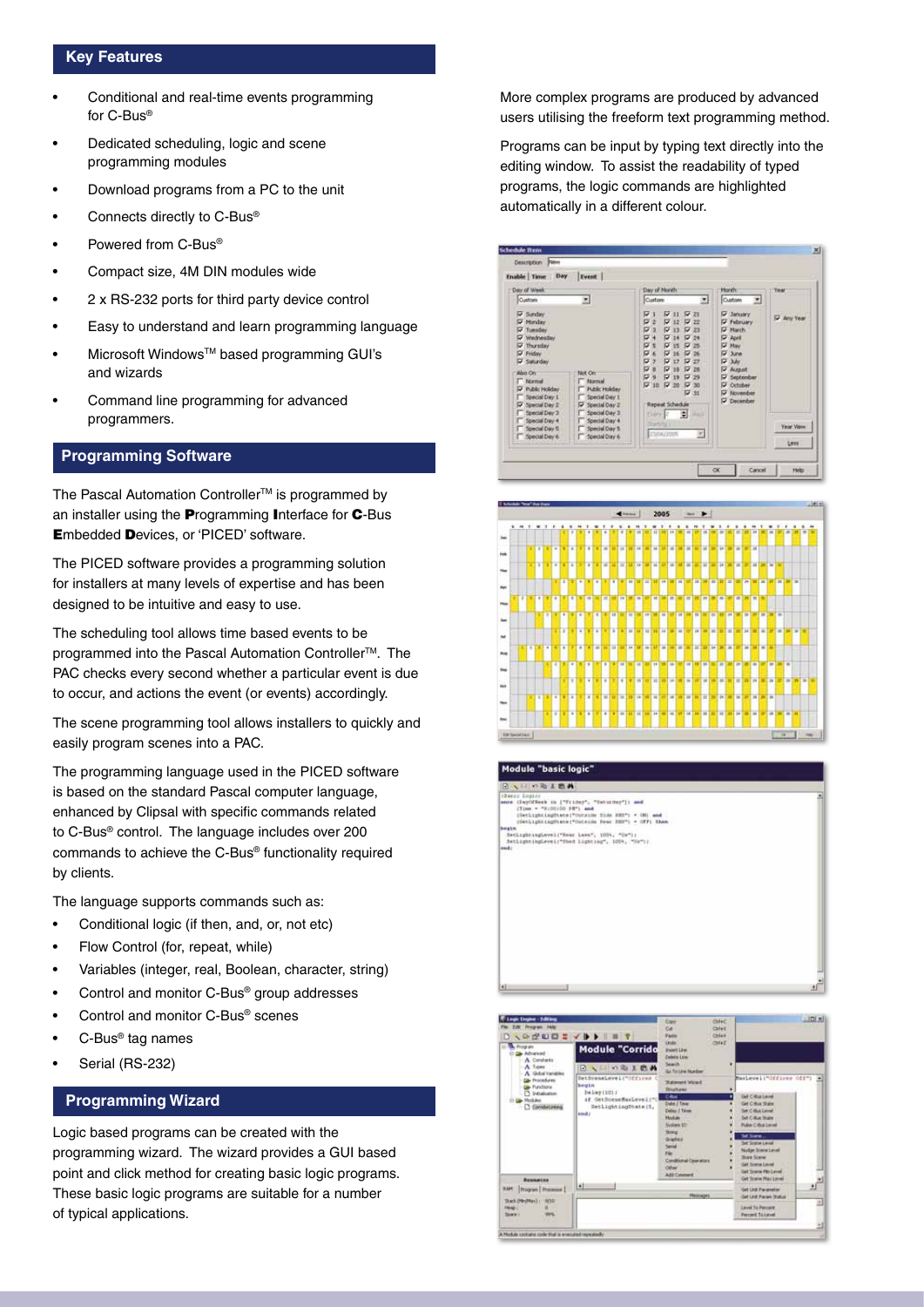## Key Features

- Conditional and real-time events programming for C-Bus®
- Dedicated scheduling, logic and scene programming modules
- Download programs from a PC to the unit
- Connects directly to C-Bus®
- Powered from C-Bus®
- Compact size, 4M DIN modules wide
- 2 x RS-232 ports for third party device control
- Easy to understand and learn programming language
- Microsoft Windows™ based programming GUI's and wizards
- Command line programming for advanced programmers.

## Programming Software

The Pascal Automation Controller™ is programmed by an installer using the **P**rogramming **I**nterface for **C**-Bus **E**mbedded **D**evices, or 'PICED' software.

The PICED software provides a programming solution for installers at many levels of expertise and has been designed to be intuitive and easy to use.

The scheduling tool allows time based events to be programmed into the Pascal Automation Controller™. The PAC checks every second whether a particular event is due to occur, and actions the event (or events) accordingly.

The scene programming tool allows installers to quickly and easily program scenes into a PAC.

The programming language used in the PICED software is based on the standard Pascal computer language, enhanced by Clipsal with specific commands related to C-Bus® control. The language includes over 200 commands to achieve the C-Bus® functionality required by clients.

The language supports commands such as:

- Conditional logic (if then, and, or, not etc)
- Flow Control (for, repeat, while)
- Variables (integer, real, Boolean, character, string)
- Control and monitor C-Bus® group addresses
- Control and monitor C-Bus® scenes
- C-Bus® tag names
- Serial (RS-232)

## Programming Wizard

Logic based programs can be created with the programming wizard. The wizard provides a GUI based point and click method for creating basic logic programs. These basic logic programs are suitable for a number of typical applications.

More complex programs are produced by advanced users utilising the freeform text programming method.

Programs can be input by typing text directly into the editing window. To assist the readability of typed programs, the logic commands are highlighted automatically in a different colour.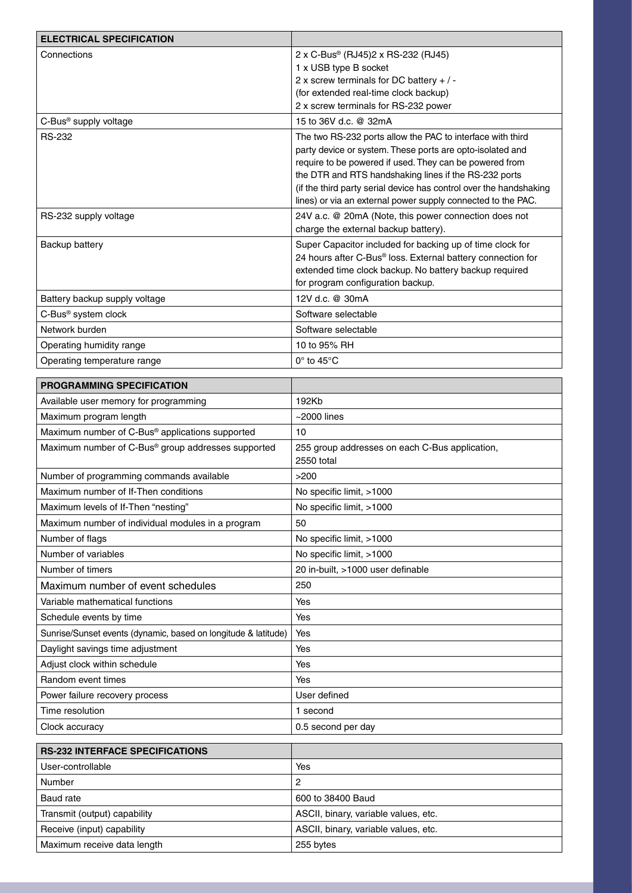| ELECTRICAL SPECIFICATION | |
|---|---|
| Connections | 2 x C-Bus® (RJ45)2 x RS-232 (RJ45)<br>1 x USB type B socket<br>2 x screw terminals for DC battery + / -<br>(for extended real-time clock backup)<br>2 x screw terminals for RS-232 power |
| C-Bus® supply voltage | 15 to 36V d.c. @ 32mA |
| RS-232 | The two RS-232 ports allow the PAC to interface with third party device or system. These ports are opto-isolated and require to be powered if used. They can be powered from the DTR and RTS handshaking lines if the RS-232 ports (if the third party serial device has control over the handshaking lines) or via an external power supply connected to the PAC. |
| RS-232 supply voltage | 24V a.c. @ 20mA (Note, this power connection does not charge the external backup battery). |
| Backup battery | Super Capacitor included for backing up of time clock for 24 hours after C-Bus® loss. External battery connection for extended time clock backup. No battery backup required for program configuration backup. |
| Battery backup supply voltage | 12V d.c. @ 30mA |
| C-Bus® system clock | Software selectable |
| Network burden | Software selectable |
| Operating humidity range | 10 to 95% RH |
| Operating temperature range | 0° to 45°C |

| PROGRAMMING SPECIFICATION | |
|---|---|
| Available user memory for programming | 192Kb |
| Maximum program length | ~2000 lines |
| Maximum number of C-Bus® applications supported | 10 |
| Maximum number of C-Bus® group addresses supported | 255 group addresses on each C-Bus application,<br>2550 total |
| Number of programming commands available | >200 |
| Maximum number of If-Then conditions | No specific limit, >1000 |
| Maximum levels of If-Then "nesting" | No specific limit, >1000 |
| Maximum number of individual modules in a program | 50 |
| Number of flags | No specific limit, >1000 |
| Number of variables | No specific limit, >1000 |
| Number of timers | 20 in-built, >1000 user definable |
| Maximum number of event schedules | 250 |
| Variable mathematical functions | Yes |
| Schedule events by time | Yes |
| Sunrise/Sunset events (dynamic, based on longitude & latitude) | Yes |
| Daylight savings time adjustment | Yes |
| Adjust clock within schedule | Yes |
| Random event times | Yes |
| Power failure recovery process | User defined |
| Time resolution | 1 second |
| Clock accuracy | 0.5 second per day |

| RS-232 INTERFACE SPECIFICATIONS | |
|---|---|
| User-controllable | Yes |
| Number | 2 |
| Baud rate | 600 to 38400 Baud |
| Transmit (output) capability | ASCII, binary, variable values, etc. |
| Receive (input) capability | ASCII, binary, variable values, etc. |
| Maximum receive data length | 255 bytes |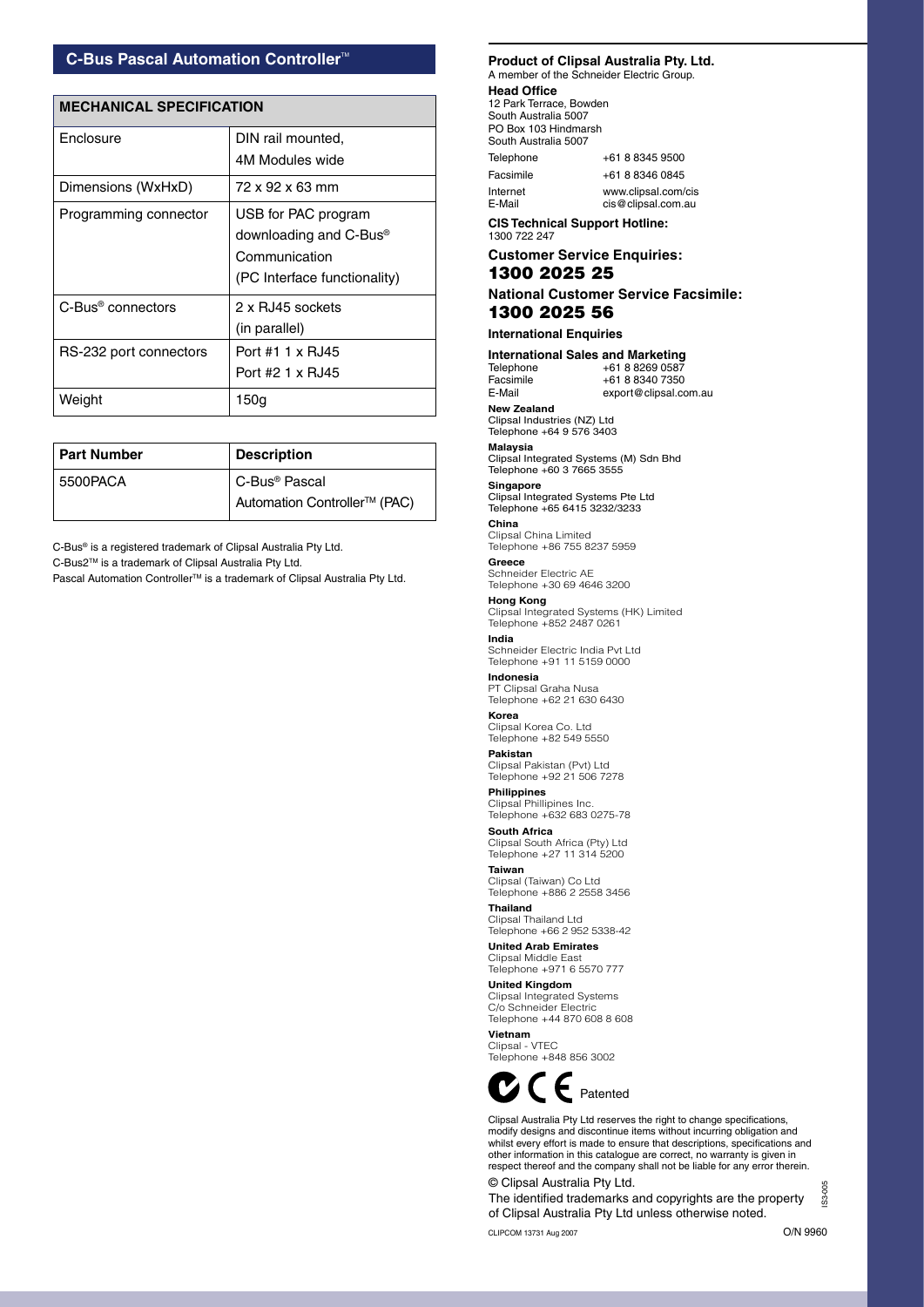## C-Bus Pascal Automation Controller™

| MECHANICAL SPECIFICATION | |
|---|---|
| Enclosure | DIN rail mounted, 4M Modules wide |
| Dimensions (WxHxD) | 72 x 92 x 63 mm |
| Programming connector | USB for PAC program downloading and C-Bus® Communication (PC Interface functionality) |
| C-Bus® connectors | 2 x RJ45 sockets (in parallel) |
| RS-232 port connectors | Port #1 1 x RJ45<br>Port #2 1 x RJ45 |
| Weight | 150g |

| Part Number | Description |
|---|---|
| 5500PACA | C-Bus® Pascal Automation Controller™ (PAC) |

C-Bus® is a registered trademark of Clipsal Australia Pty Ltd.
C-Bus2™ is a trademark of Clipsal Australia Pty Ltd.
Pascal Automation Controller™ is a trademark of Clipsal Australia Pty Ltd.

**Product of Clipsal Australia Pty. Ltd.**
A member of the Schneider Electric Group.

**Head Office**
12 Park Terrace, Bowden
South Australia 5007
PO Box 103 Hindmarsh
South Australia 5007

| | |
|---|---|
| Telephone | +61 8 8345 9500 |
| Facsimile | +61 8 8346 0845 |
| Internet | www.clipsal.com/cis |
| E-Mail | cis@clipsal.com.au |

**CIS Technical Support Hotline:**
1300 722 247

**Customer Service Enquiries:**
**1300 2025 25**

**National Customer Service Facsimile:**
**1300 2025 56**

**International Enquiries**

**International Sales and Marketing**

| | |
|---|---|
| Telephone | +61 8 8269 0587 |
| Facsimile | +61 8 8340 7350 |
| E-Mail | export@clipsal.com.au |

**New Zealand**
Clipsal Industries (NZ) Ltd
Telephone +64 9 576 3403

**Malaysia**
Clipsal Integrated Systems (M) Sdn Bhd
Telephone +60 3 7665 3555

**Singapore**
Clipsal Integrated Systems Pte Ltd
Telephone +65 6415 3232/3233

**China**
Clipsal China Limited
Telephone +86 755 8237 5959

**Greece**
Schneider Electric AE
Telephone +30 69 4646 3200

**Hong Kong**
Clipsal Integrated Systems (HK) Limited
Telephone +852 2487 0261

**India**
Schneider Electric India Pvt Ltd
Telephone +91 11 5159 0000

**Indonesia**
PT Clipsal Graha Nusa
Telephone +62 21 630 6430

**Korea**
Clipsal Korea Co. Ltd
Telephone +82 549 5550

**Pakistan**
Clipsal Pakistan (Pvt) Ltd
Telephone +92 21 506 7278

**Philippines**
Clipsal Phillipines Inc.
Telephone +632 683 0275-78

**South Africa**
Clipsal South Africa (Pty) Ltd
Telephone +27 11 314 5200

**Taiwan**
Clipsal (Taiwan) Co Ltd
Telephone +886 2 2558 3456

**Thailand**
Clipsal Thailand Ltd
Telephone +66 2 952 5338-42

**United Arab Emirates**
Clipsal Middle East
Telephone +971 6 5570 777

**United Kingdom**
Clipsal Integrated Systems
C/o Schneider Electric
Telephone +44 870 608 8 608

**Vietnam**
Clipsal - VTEC
Telephone +848 856 3002

Patented

Clipsal Australia Pty Ltd reserves the right to change specifications, modify designs and discontinue items without incurring obligation and whilst every effort is made to ensure that descriptions, specifications and other information in this catalogue are correct, no warranty is given in respect thereof and the company shall not be liable for any error therein.

© Clipsal Australia Pty Ltd.
The identified trademarks and copyrights are the property of Clipsal Australia Pty Ltd unless otherwise noted.

IS3-005

CLIPCOM 13731 Aug 2007

O/N 9960